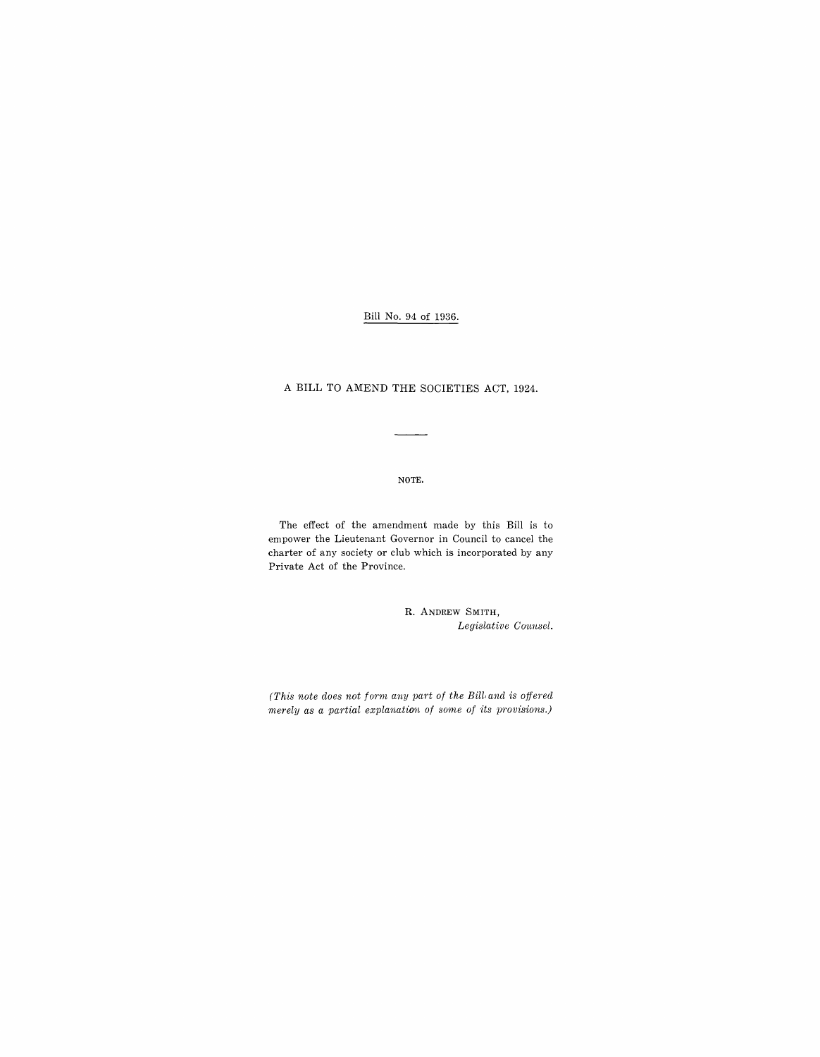Bill No. 94 of 1936.

# A BILL TO AMEND THE SOCIETIES ACT, 1924.

---

NOTE.

The effect of the amendment made by this Bill is to empower the Lieutenant Governor in Council to cancel the charter of any society or club which is incorporated by any Private Act of the Province.

R. ANDREW SMITH,
*Legislative Counsel.*

*(This note does not form any part of the Bill and is offered merely as a partial explanation of some of its provisions.)*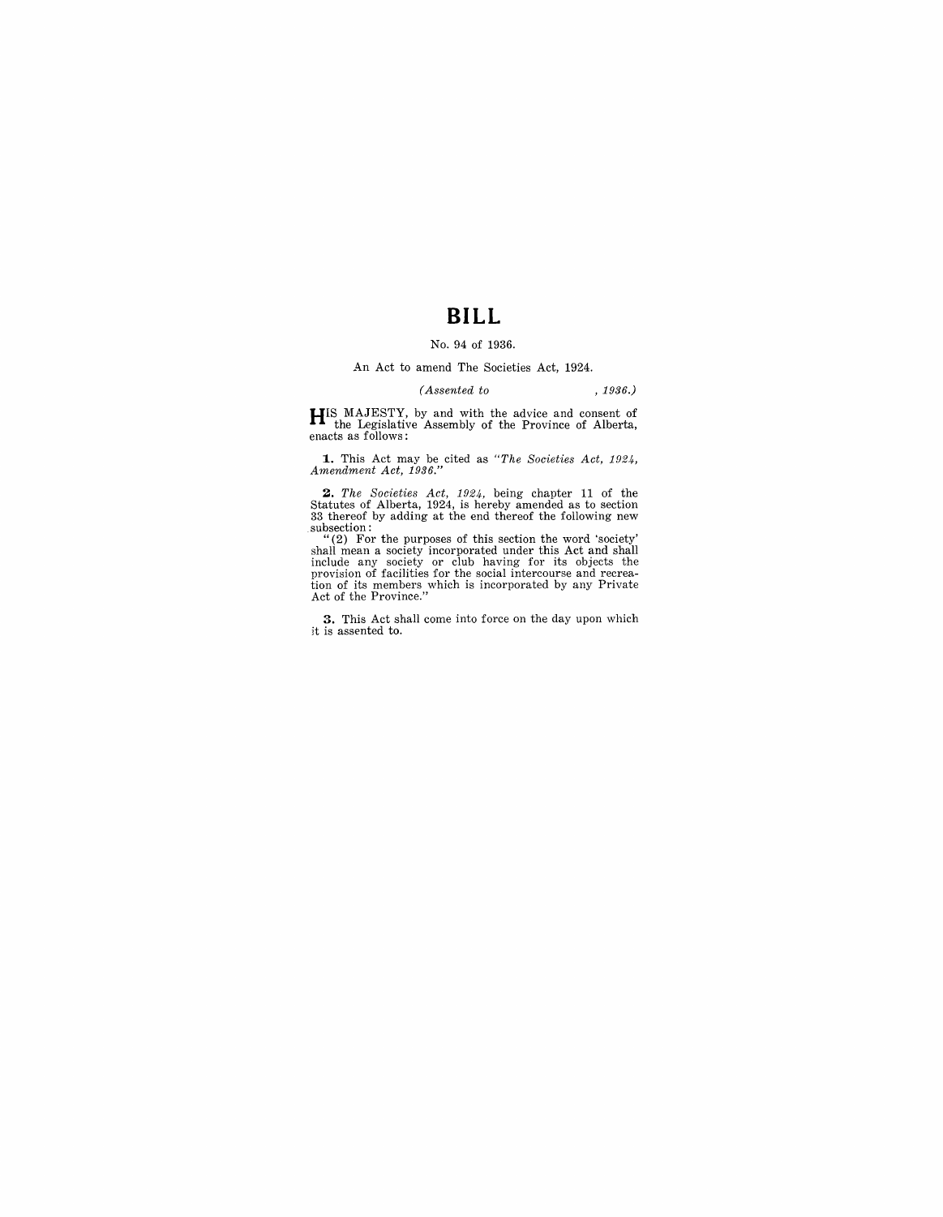# BILL

No. 94 of 1936.

An Act to amend The Societies Act, 1924.

*(Assented to , 1936.)*

HIS MAJESTY, by and with the advice and consent of the Legislative Assembly of the Province of Alberta, enacts as follows:

**1.** This Act may be cited as *"The Societies Act, 1924, Amendment Act, 1936."*

**2.** *The Societies Act, 1924,* being chapter 11 of the Statutes of Alberta, 1924, is hereby amended as to section 33 thereof by adding at the end thereof the following new subsection:

"(2) For the purposes of this section the word 'society' shall mean a society incorporated under this Act and shall include any society or club having for its objects the provision of facilities for the social intercourse and recreation of its members which is incorporated by any Private Act of the Province."

**3.** This Act shall come into force on the day upon which it is assented to.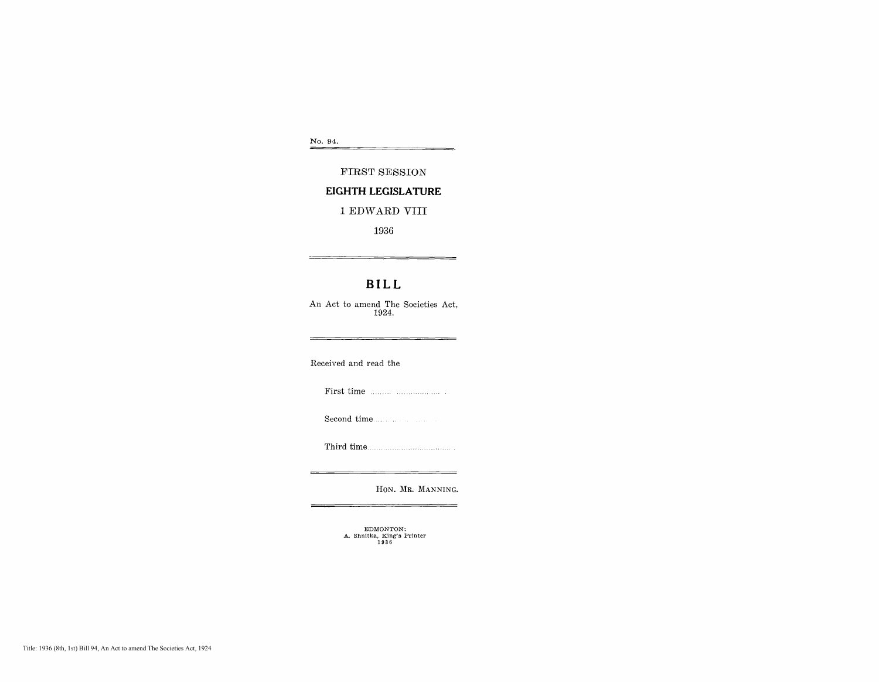No. 94.

FIRST SESSION

**EIGHTH LEGISLATURE**

1 EDWARD VIII

1936

# BILL

An Act to amend The Societies Act, 1924.

Received and read the

First time ..........................................

Second time ..........................................

Third time..........................................

HON. MR. MANNING.

EDMONTON:
A. Shnitka, King's Printer
1936

Title: 1936 (8th, 1st) Bill 94, An Act to amend The Societies Act, 1924